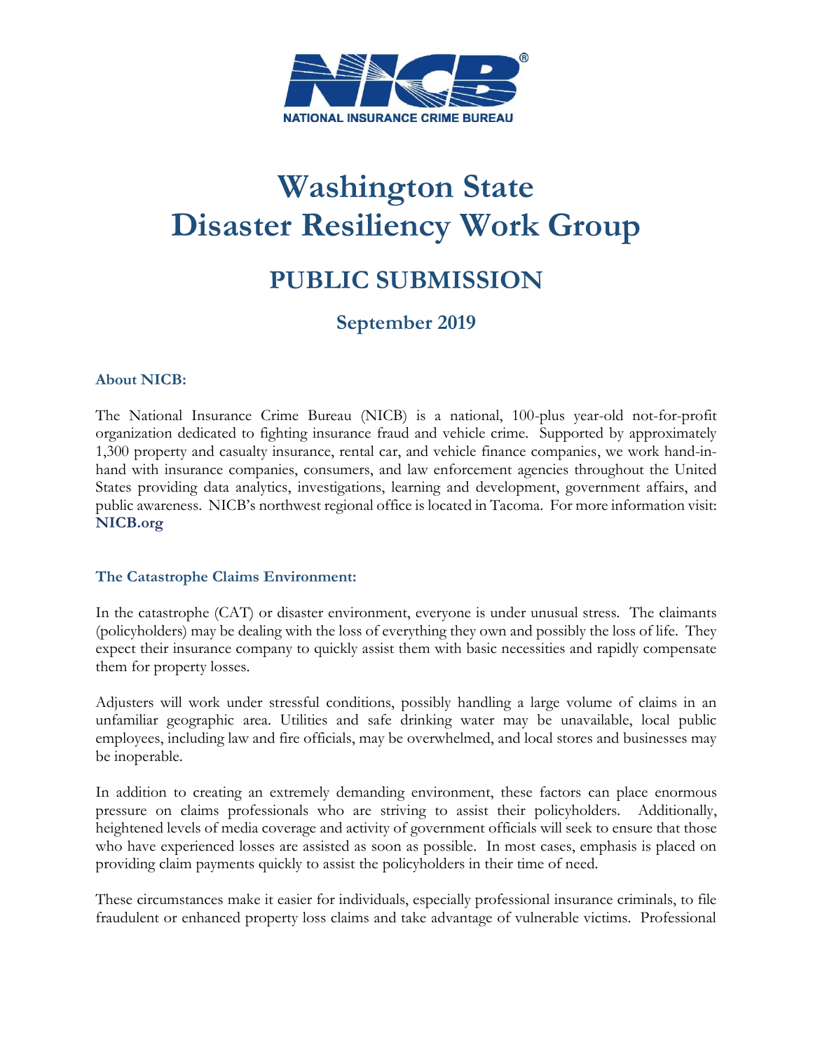NICB®

NATIONAL INSURANCE CRIME BUREAU

# Washington State Disaster Resiliency Work Group

## PUBLIC SUBMISSION

### September 2019

**About NICB:**

The National Insurance Crime Bureau (NICB) is a national, 100-plus year-old not-for-profit organization dedicated to fighting insurance fraud and vehicle crime. Supported by approximately 1,300 property and casualty insurance, rental car, and vehicle finance companies, we work hand-in-hand with insurance companies, consumers, and law enforcement agencies throughout the United States providing data analytics, investigations, learning and development, government affairs, and public awareness. NICB's northwest regional office is located in Tacoma. For more information visit: **NICB.org**

**The Catastrophe Claims Environment:**

In the catastrophe (CAT) or disaster environment, everyone is under unusual stress. The claimants (policyholders) may be dealing with the loss of everything they own and possibly the loss of life. They expect their insurance company to quickly assist them with basic necessities and rapidly compensate them for property losses.

Adjusters will work under stressful conditions, possibly handling a large volume of claims in an unfamiliar geographic area. Utilities and safe drinking water may be unavailable, local public employees, including law and fire officials, may be overwhelmed, and local stores and businesses may be inoperable.

In addition to creating an extremely demanding environment, these factors can place enormous pressure on claims professionals who are striving to assist their policyholders. Additionally, heightened levels of media coverage and activity of government officials will seek to ensure that those who have experienced losses are assisted as soon as possible. In most cases, emphasis is placed on providing claim payments quickly to assist the policyholders in their time of need.

These circumstances make it easier for individuals, especially professional insurance criminals, to file fraudulent or enhanced property loss claims and take advantage of vulnerable victims. Professional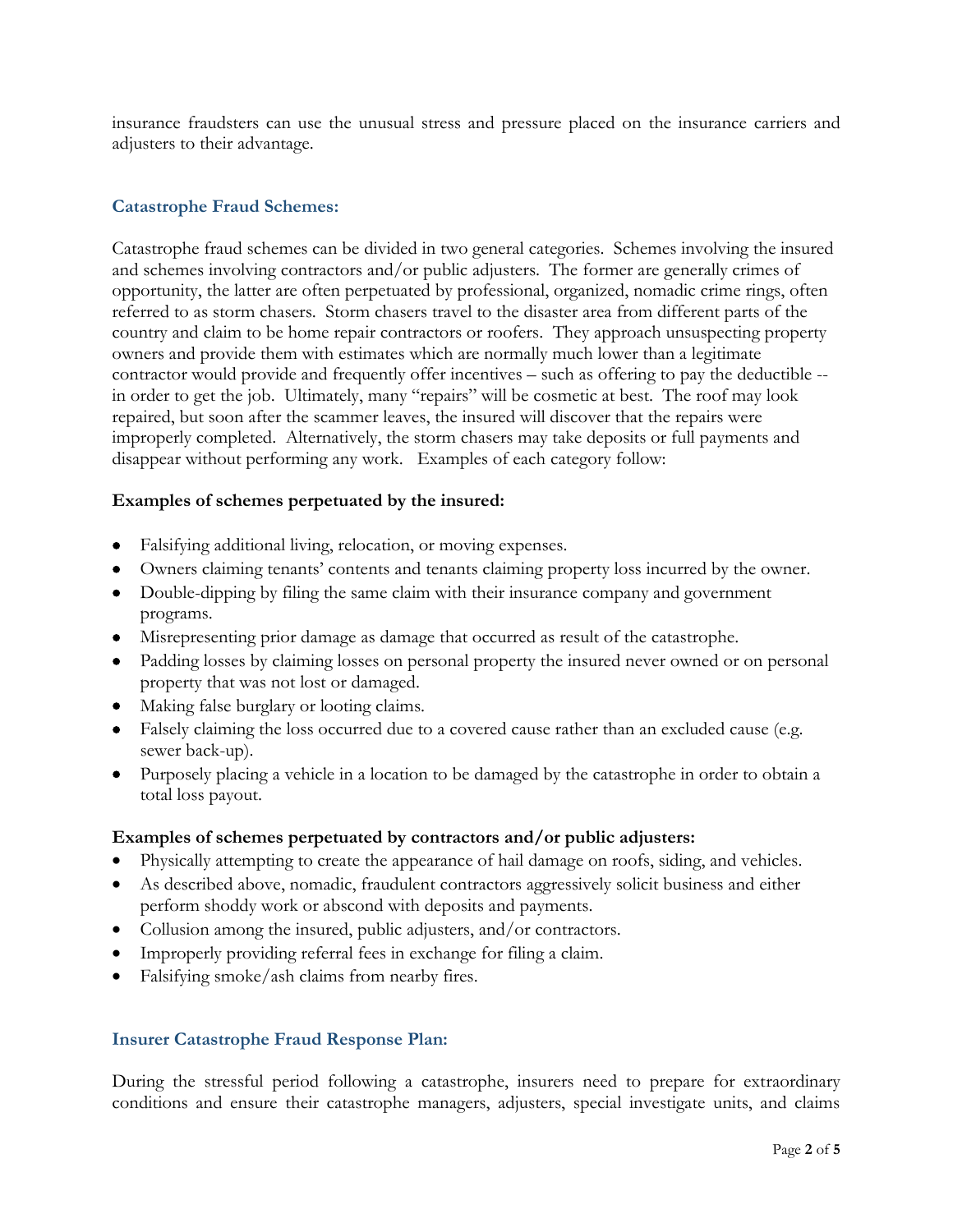insurance fraudsters can use the unusual stress and pressure placed on the insurance carriers and adjusters to their advantage.

## Catastrophe Fraud Schemes:

Catastrophe fraud schemes can be divided in two general categories. Schemes involving the insured and schemes involving contractors and/or public adjusters. The former are generally crimes of opportunity, the latter are often perpetuated by professional, organized, nomadic crime rings, often referred to as storm chasers. Storm chasers travel to the disaster area from different parts of the country and claim to be home repair contractors or roofers. They approach unsuspecting property owners and provide them with estimates which are normally much lower than a legitimate contractor would provide and frequently offer incentives – such as offering to pay the deductible -- in order to get the job. Ultimately, many "repairs" will be cosmetic at best. The roof may look repaired, but soon after the scammer leaves, the insured will discover that the repairs were improperly completed. Alternatively, the storm chasers may take deposits or full payments and disappear without performing any work. Examples of each category follow:

**Examples of schemes perpetuated by the insured:**

- Falsifying additional living, relocation, or moving expenses.
- Owners claiming tenants' contents and tenants claiming property loss incurred by the owner.
- Double-dipping by filing the same claim with their insurance company and government programs.
- Misrepresenting prior damage as damage that occurred as result of the catastrophe.
- Padding losses by claiming losses on personal property the insured never owned or on personal property that was not lost or damaged.
- Making false burglary or looting claims.
- Falsely claiming the loss occurred due to a covered cause rather than an excluded cause (e.g. sewer back-up).
- Purposely placing a vehicle in a location to be damaged by the catastrophe in order to obtain a total loss payout.

**Examples of schemes perpetuated by contractors and/or public adjusters:**

- Physically attempting to create the appearance of hail damage on roofs, siding, and vehicles.
- As described above, nomadic, fraudulent contractors aggressively solicit business and either perform shoddy work or abscond with deposits and payments.
- Collusion among the insured, public adjusters, and/or contractors.
- Improperly providing referral fees in exchange for filing a claim.
- Falsifying smoke/ash claims from nearby fires.

## Insurer Catastrophe Fraud Response Plan:

During the stressful period following a catastrophe, insurers need to prepare for extraordinary conditions and ensure their catastrophe managers, adjusters, special investigate units, and claims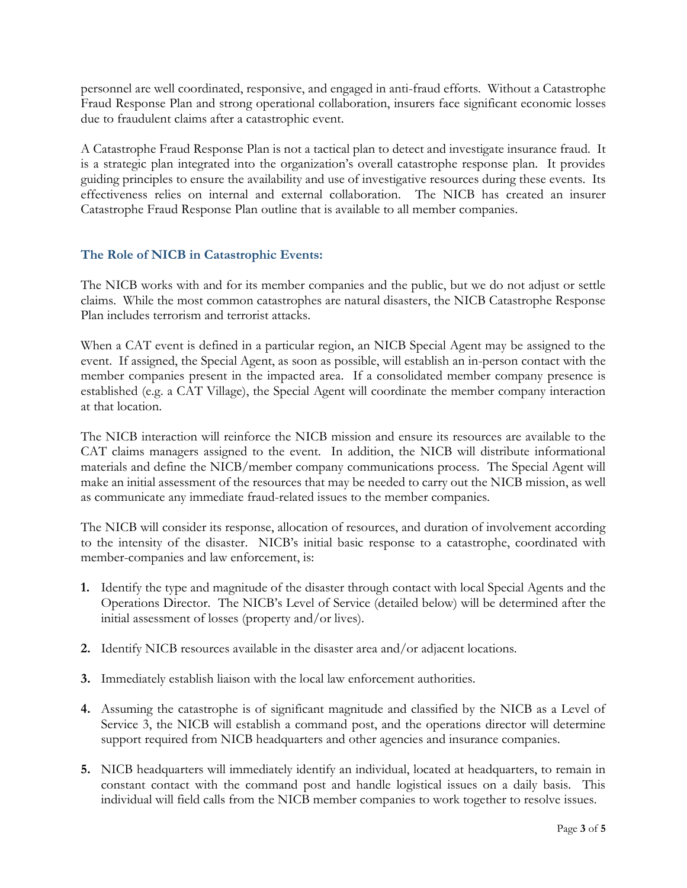personnel are well coordinated, responsive, and engaged in anti-fraud efforts. Without a Catastrophe Fraud Response Plan and strong operational collaboration, insurers face significant economic losses due to fraudulent claims after a catastrophic event.

A Catastrophe Fraud Response Plan is not a tactical plan to detect and investigate insurance fraud. It is a strategic plan integrated into the organization's overall catastrophe response plan. It provides guiding principles to ensure the availability and use of investigative resources during these events. Its effectiveness relies on internal and external collaboration. The NICB has created an insurer Catastrophe Fraud Response Plan outline that is available to all member companies.

### The Role of NICB in Catastrophic Events:

The NICB works with and for its member companies and the public, but we do not adjust or settle claims. While the most common catastrophes are natural disasters, the NICB Catastrophe Response Plan includes terrorism and terrorist attacks.

When a CAT event is defined in a particular region, an NICB Special Agent may be assigned to the event. If assigned, the Special Agent, as soon as possible, will establish an in-person contact with the member companies present in the impacted area. If a consolidated member company presence is established (e.g. a CAT Village), the Special Agent will coordinate the member company interaction at that location.

The NICB interaction will reinforce the NICB mission and ensure its resources are available to the CAT claims managers assigned to the event. In addition, the NICB will distribute informational materials and define the NICB/member company communications process. The Special Agent will make an initial assessment of the resources that may be needed to carry out the NICB mission, as well as communicate any immediate fraud-related issues to the member companies.

The NICB will consider its response, allocation of resources, and duration of involvement according to the intensity of the disaster. NICB's initial basic response to a catastrophe, coordinated with member-companies and law enforcement, is:

1. Identify the type and magnitude of the disaster through contact with local Special Agents and the Operations Director. The NICB's Level of Service (detailed below) will be determined after the initial assessment of losses (property and/or lives).

2. Identify NICB resources available in the disaster area and/or adjacent locations.

3. Immediately establish liaison with the local law enforcement authorities.

4. Assuming the catastrophe is of significant magnitude and classified by the NICB as a Level of Service 3, the NICB will establish a command post, and the operations director will determine support required from NICB headquarters and other agencies and insurance companies.

5. NICB headquarters will immediately identify an individual, located at headquarters, to remain in constant contact with the command post and handle logistical issues on a daily basis. This individual will field calls from the NICB member companies to work together to resolve issues.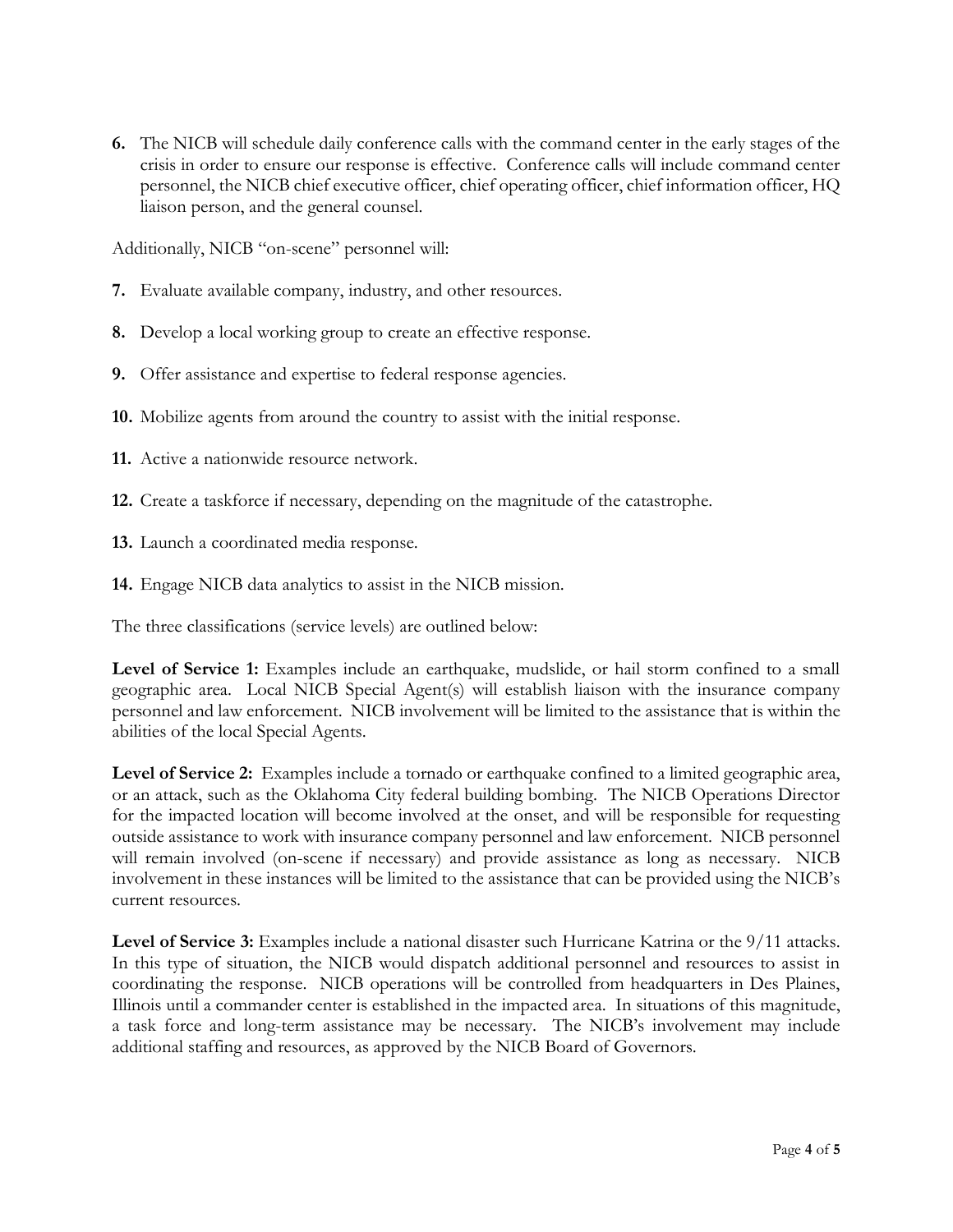**6.** The NICB will schedule daily conference calls with the command center in the early stages of the crisis in order to ensure our response is effective. Conference calls will include command center personnel, the NICB chief executive officer, chief operating officer, chief information officer, HQ liaison person, and the general counsel.

Additionally, NICB "on-scene" personnel will:

**7.** Evaluate available company, industry, and other resources.

**8.** Develop a local working group to create an effective response.

**9.** Offer assistance and expertise to federal response agencies.

**10.** Mobilize agents from around the country to assist with the initial response.

**11.** Active a nationwide resource network.

**12.** Create a taskforce if necessary, depending on the magnitude of the catastrophe.

**13.** Launch a coordinated media response.

**14.** Engage NICB data analytics to assist in the NICB mission.

The three classifications (service levels) are outlined below:

**Level of Service 1:** Examples include an earthquake, mudslide, or hail storm confined to a small geographic area. Local NICB Special Agent(s) will establish liaison with the insurance company personnel and law enforcement. NICB involvement will be limited to the assistance that is within the abilities of the local Special Agents.

**Level of Service 2:** Examples include a tornado or earthquake confined to a limited geographic area, or an attack, such as the Oklahoma City federal building bombing. The NICB Operations Director for the impacted location will become involved at the onset, and will be responsible for requesting outside assistance to work with insurance company personnel and law enforcement. NICB personnel will remain involved (on-scene if necessary) and provide assistance as long as necessary. NICB involvement in these instances will be limited to the assistance that can be provided using the NICB's current resources.

**Level of Service 3:** Examples include a national disaster such Hurricane Katrina or the 9/11 attacks. In this type of situation, the NICB would dispatch additional personnel and resources to assist in coordinating the response. NICB operations will be controlled from headquarters in Des Plaines, Illinois until a commander center is established in the impacted area. In situations of this magnitude, a task force and long-term assistance may be necessary. The NICB's involvement may include additional staffing and resources, as approved by the NICB Board of Governors.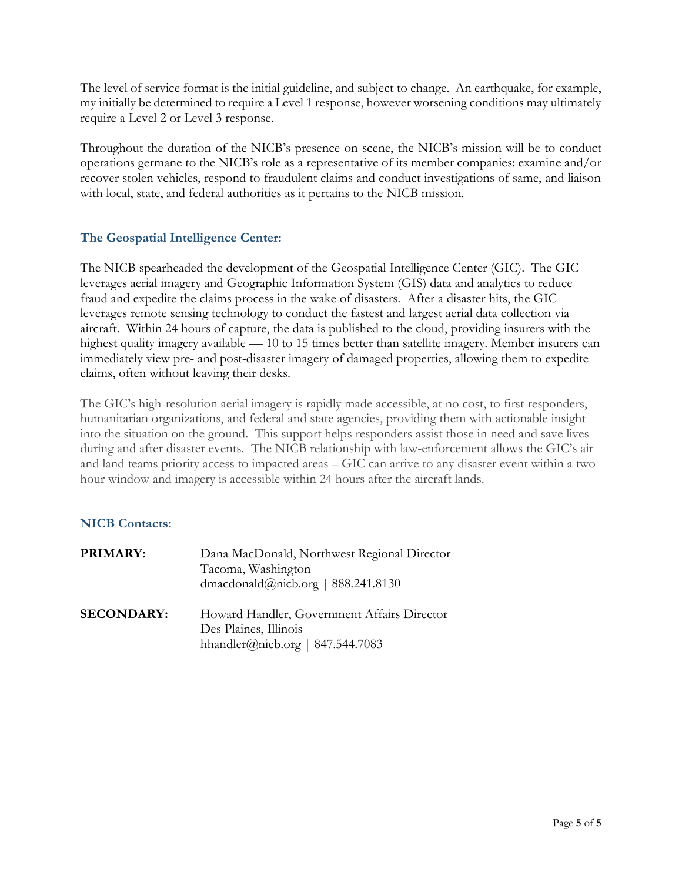The level of service format is the initial guideline, and subject to change. An earthquake, for example, my initially be determined to require a Level 1 response, however worsening conditions may ultimately require a Level 2 or Level 3 response.

Throughout the duration of the NICB's presence on-scene, the NICB's mission will be to conduct operations germane to the NICB's role as a representative of its member companies: examine and/or recover stolen vehicles, respond to fraudulent claims and conduct investigations of same, and liaison with local, state, and federal authorities as it pertains to the NICB mission.

### The Geospatial Intelligence Center:

The NICB spearheaded the development of the Geospatial Intelligence Center (GIC). The GIC leverages aerial imagery and Geographic Information System (GIS) data and analytics to reduce fraud and expedite the claims process in the wake of disasters. After a disaster hits, the GIC leverages remote sensing technology to conduct the fastest and largest aerial data collection via aircraft. Within 24 hours of capture, the data is published to the cloud, providing insurers with the highest quality imagery available — 10 to 15 times better than satellite imagery. Member insurers can immediately view pre- and post-disaster imagery of damaged properties, allowing them to expedite claims, often without leaving their desks.

The GIC's high-resolution aerial imagery is rapidly made accessible, at no cost, to first responders, humanitarian organizations, and federal and state agencies, providing them with actionable insight into the situation on the ground. This support helps responders assist those in need and save lives during and after disaster events. The NICB relationship with law-enforcement allows the GIC's air and land teams priority access to impacted areas – GIC can arrive to any disaster event within a two hour window and imagery is accessible within 24 hours after the aircraft lands.

### NICB Contacts:

**PRIMARY:** Dana MacDonald, Northwest Regional Director
Tacoma, Washington
dmacdonald@nicb.org | 888.241.8130

**SECONDARY:** Howard Handler, Government Affairs Director
Des Plaines, Illinois
hhandler@nicb.org | 847.544.7083